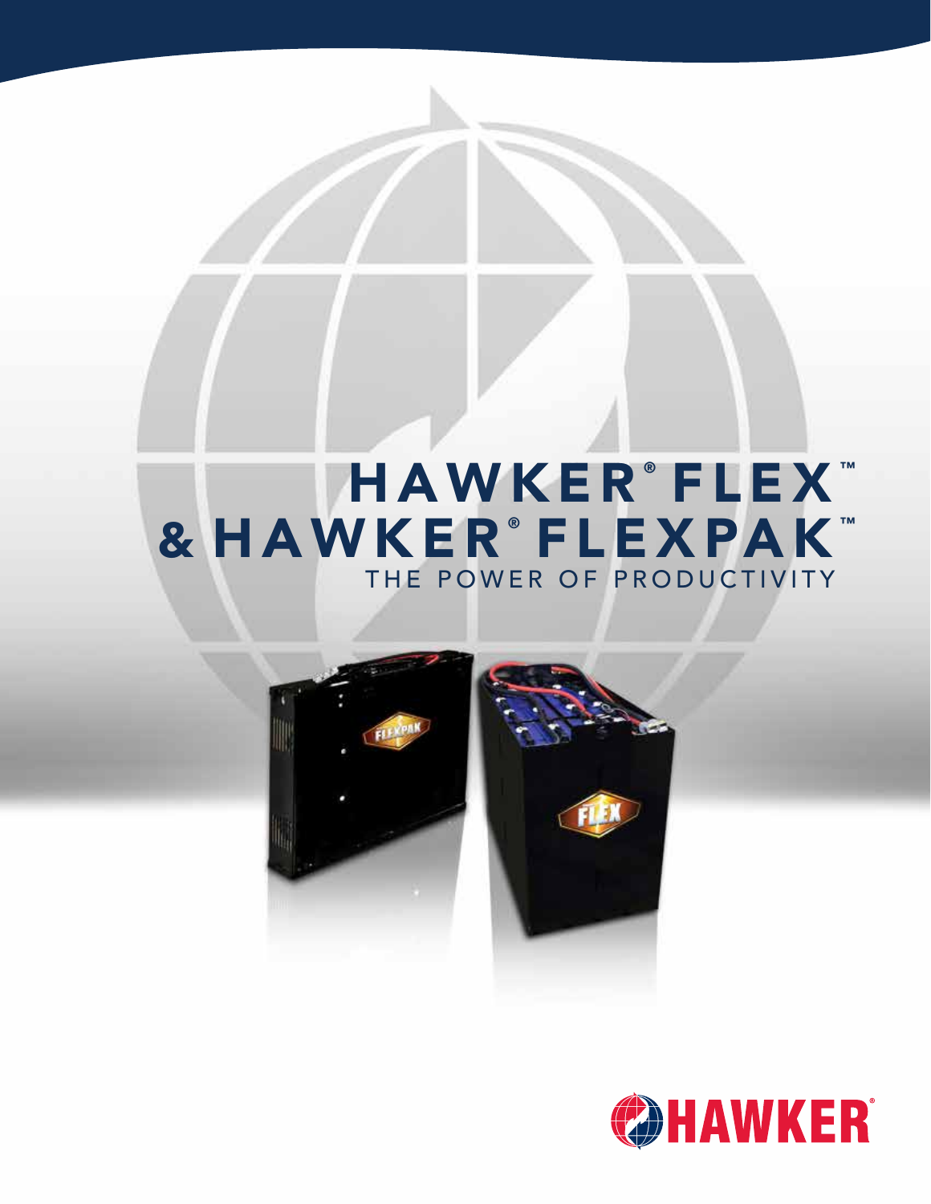# HAWKER® FLEX™ & HAWKER® FLEXPAK™

THE POWER OF PRODUCTIVITY

HAWKER®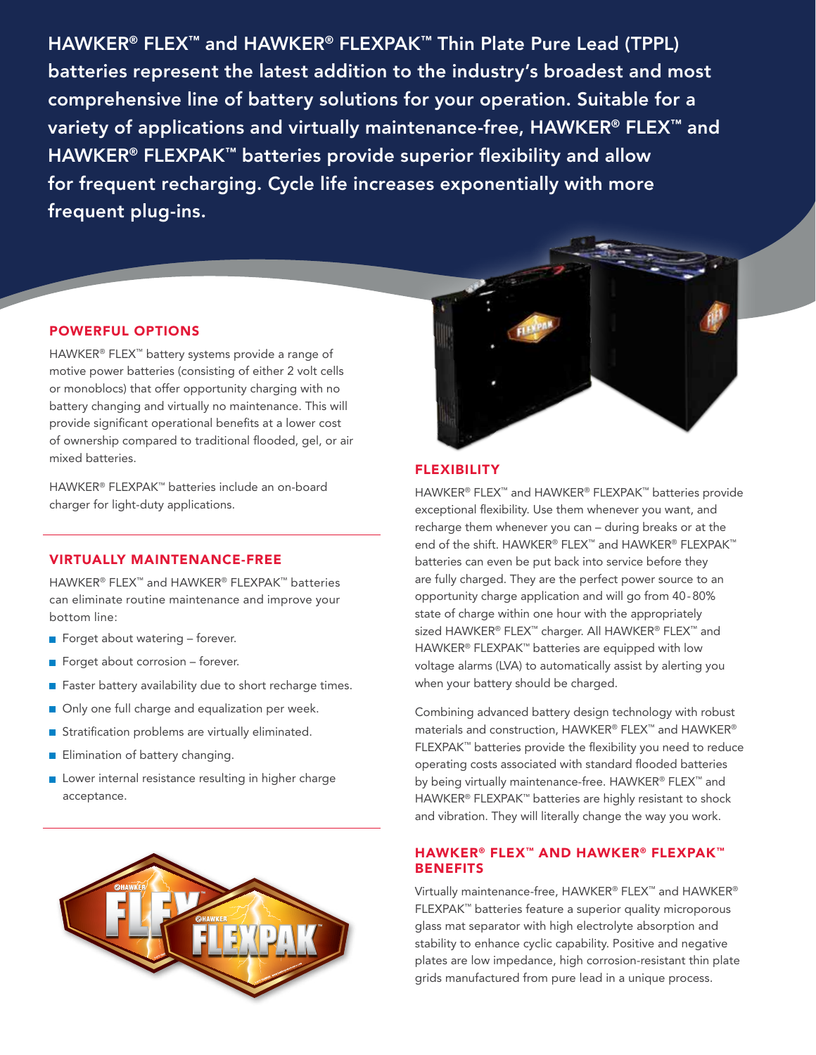HAWKER® FLEX™ and HAWKER® FLEXPAK™ Thin Plate Pure Lead (TPPL) batteries represent the latest addition to the industry's broadest and most comprehensive line of battery solutions for your operation. Suitable for a variety of applications and virtually maintenance-free, HAWKER® FLEX™ and HAWKER® FLEXPAK™ batteries provide superior flexibility and allow for frequent recharging. Cycle life increases exponentially with more frequent plug-ins.

## POWERFUL OPTIONS

HAWKER® FLEX™ battery systems provide a range of motive power batteries (consisting of either 2 volt cells or monoblocs) that offer opportunity charging with no battery changing and virtually no maintenance. This will provide significant operational benefits at a lower cost of ownership compared to traditional flooded, gel, or air mixed batteries.

HAWKER® FLEXPAK™ batteries include an on-board charger for light-duty applications.

## VIRTUALLY MAINTENANCE-FREE

HAWKER® FLEX™ and HAWKER® FLEXPAK™ batteries can eliminate routine maintenance and improve your bottom line:

- Forget about watering – forever.
- Forget about corrosion – forever.
- Faster battery availability due to short recharge times.
- Only one full charge and equalization per week.
- Stratification problems are virtually eliminated.
- Elimination of battery changing.
- Lower internal resistance resulting in higher charge acceptance.

## FLEXIBILITY

HAWKER® FLEX™ and HAWKER® FLEXPAK™ batteries provide exceptional flexibility. Use them whenever you want, and recharge them whenever you can – during breaks or at the end of the shift. HAWKER® FLEX™ and HAWKER® FLEXPAK™ batteries can even be put back into service before they are fully charged. They are the perfect power source to an opportunity charge application and will go from 40-80% state of charge within one hour with the appropriately sized HAWKER® FLEX™ charger. All HAWKER® FLEX™ and HAWKER® FLEXPAK™ batteries are equipped with low voltage alarms (LVA) to automatically assist by alerting you when your battery should be charged.

Combining advanced battery design technology with robust materials and construction, HAWKER® FLEX™ and HAWKER® FLEXPAK™ batteries provide the flexibility you need to reduce operating costs associated with standard flooded batteries by being virtually maintenance-free. HAWKER® FLEX™ and HAWKER® FLEXPAK™ batteries are highly resistant to shock and vibration. They will literally change the way you work.

## HAWKER® FLEX™ AND HAWKER® FLEXPAK™ BENEFITS

Virtually maintenance-free, HAWKER® FLEX™ and HAWKER® FLEXPAK™ batteries feature a superior quality microporous glass mat separator with high electrolyte absorption and stability to enhance cyclic capability. Positive and negative plates are low impedance, high corrosion-resistant thin plate grids manufactured from pure lead in a unique process.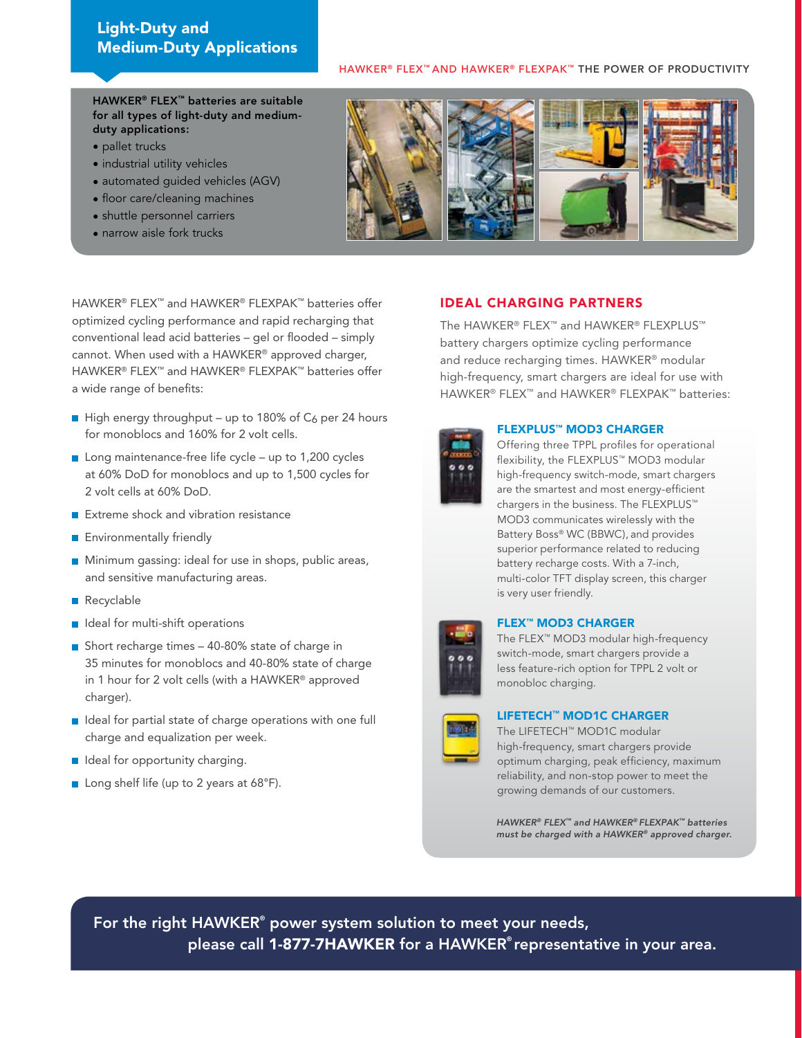## Light-Duty and Medium-Duty Applications

HAWKER® FLEX™ AND HAWKER® FLEXPAK™ THE POWER OF PRODUCTIVITY

**HAWKER® FLEX™ batteries are suitable for all types of light-duty and medium-duty applications:**

- pallet trucks
- industrial utility vehicles
- automated guided vehicles (AGV)
- floor care/cleaning machines
- shuttle personnel carriers
- narrow aisle fork trucks

HAWKER® FLEX™ and HAWKER® FLEXPAK™ batteries offer optimized cycling performance and rapid recharging that conventional lead acid batteries – gel or flooded – simply cannot. When used with a HAWKER® approved charger, HAWKER® FLEX™ and HAWKER® FLEXPAK™ batteries offer a wide range of benefits:

- High energy throughput – up to 180% of $C_6$ per 24 hours for monoblocs and 160% for 2 volt cells.
- Long maintenance-free life cycle – up to 1,200 cycles at 60% DoD for monoblocs and up to 1,500 cycles for 2 volt cells at 60% DoD.
- Extreme shock and vibration resistance
- Environmentally friendly
- Minimum gassing: ideal for use in shops, public areas, and sensitive manufacturing areas.
- Recyclable
- Ideal for multi-shift operations
- Short recharge times – 40-80% state of charge in 35 minutes for monoblocs and 40-80% state of charge in 1 hour for 2 volt cells (with a HAWKER® approved charger).
- Ideal for partial state of charge operations with one full charge and equalization per week.
- Ideal for opportunity charging.
- Long shelf life (up to 2 years at 68°F).

## IDEAL CHARGING PARTNERS

The HAWKER® FLEX™ and HAWKER® FLEXPLUS™ battery chargers optimize cycling performance and reduce recharging times. HAWKER® modular high-frequency, smart chargers are ideal for use with HAWKER® FLEX™ and HAWKER® FLEXPAK™ batteries:

### FLEXPLUS™ MOD3 CHARGER

Offering three TPPL profiles for operational flexibility, the FLEXPLUS™ MOD3 modular high-frequency switch-mode, smart chargers are the smartest and most energy-efficient chargers in the business. The FLEXPLUS™ MOD3 communicates wirelessly with the Battery Boss® WC (BBWC), and provides superior performance related to reducing battery recharge costs. With a 7-inch, multi-color TFT display screen, this charger is very user friendly.

### FLEX™ MOD3 CHARGER

The FLEX™ MOD3 modular high-frequency switch-mode, smart chargers provide a less feature-rich option for TPPL 2 volt or monobloc charging.

### LIFETECH™ MOD1C CHARGER

The LIFETECH™ MOD1C modular high-frequency, smart chargers provide optimum charging, peak efficiency, maximum reliability, and non-stop power to meet the growing demands of our customers.

***HAWKER® FLEX™ and HAWKER® FLEXPAK™ batteries must be charged with a HAWKER® approved charger.***

**For the right HAWKER® power system solution to meet your needs, please call 1-877-7HAWKER for a HAWKER® representative in your area.**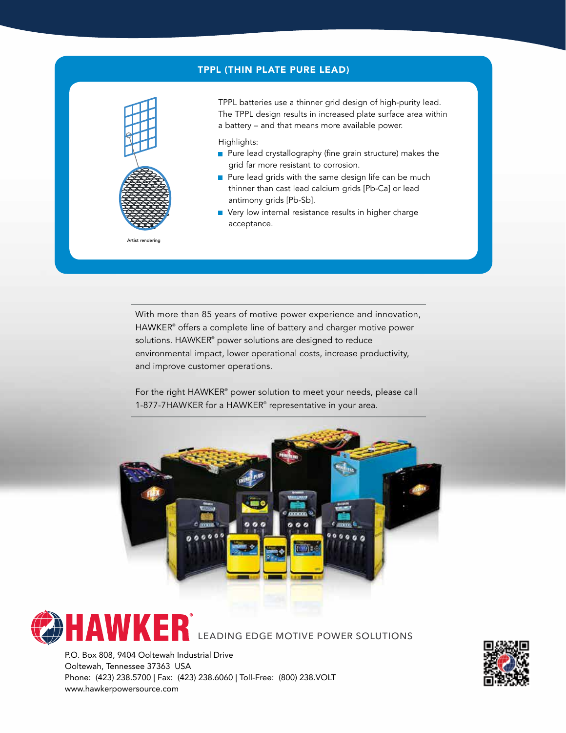## TPPL (THIN PLATE PURE LEAD)

Artist rendering

TPPL batteries use a thinner grid design of high-purity lead. The TPPL design results in increased plate surface area within a battery – and that means more available power.

Highlights:

- Pure lead crystallography (fine grain structure) makes the grid far more resistant to corrosion.
- Pure lead grids with the same design life can be much thinner than cast lead calcium grids [Pb-Ca] or lead antimony grids [Pb-Sb].
- Very low internal resistance results in higher charge acceptance.

With more than 85 years of motive power experience and innovation, HAWKER® offers a complete line of battery and charger motive power solutions. HAWKER® power solutions are designed to reduce environmental impact, lower operational costs, increase productivity, and improve customer operations.

For the right HAWKER® power solution to meet your needs, please call 1-877-7HAWKER for a HAWKER® representative in your area.

**HAWKER®** LEADING EDGE MOTIVE POWER SOLUTIONS

P.O. Box 808, 9404 Ooltewah Industrial Drive
Ooltewah, Tennessee 37363 USA
Phone: (423) 238.5700 | Fax: (423) 238.6060 | Toll-Free: (800) 238.VOLT
www.hawkerpowersource.com